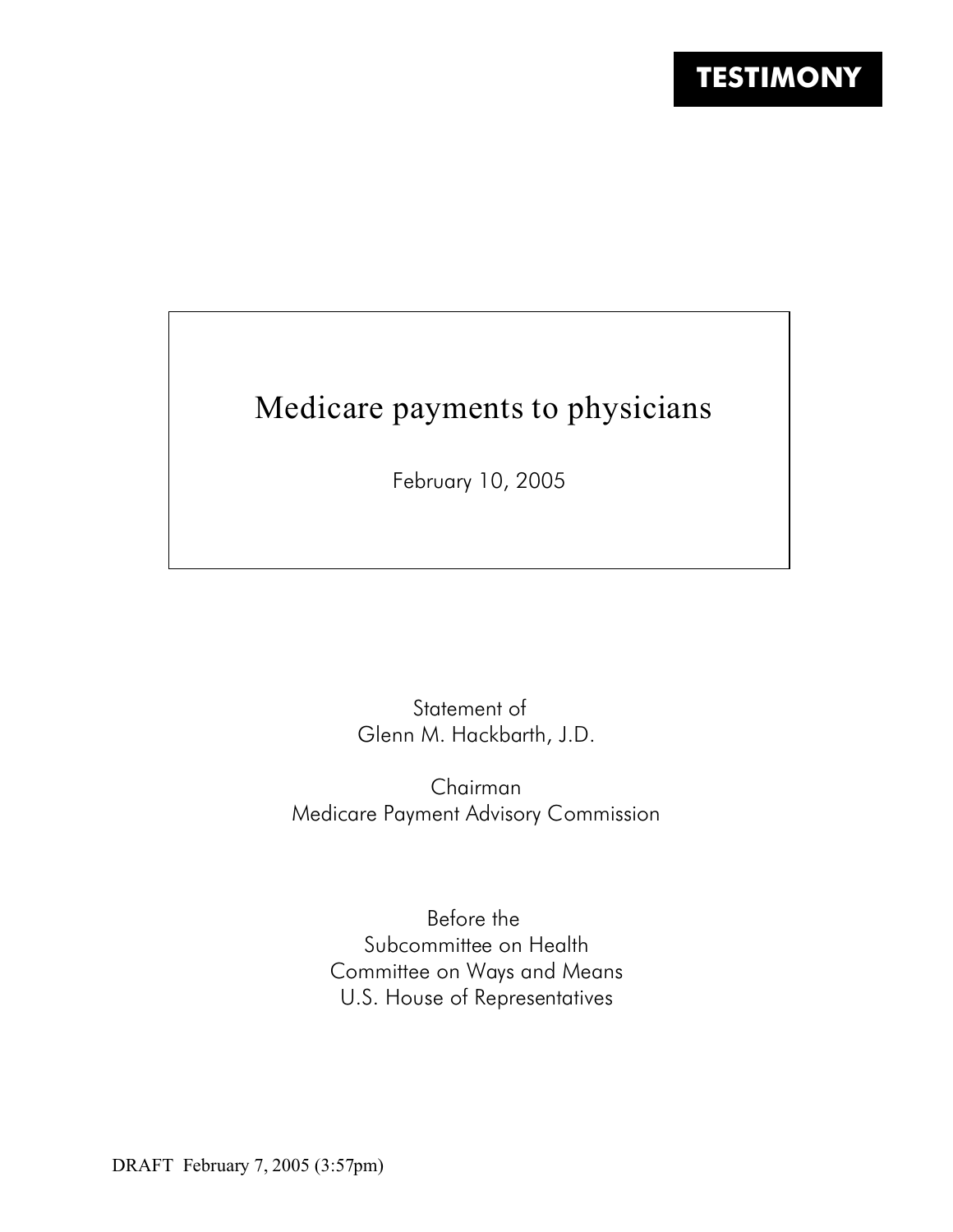**TESTIMONY**

# Medicare payments to physicians

February 10, 2005

Statement of
Glenn M. Hackbarth, J.D.

Chairman
Medicare Payment Advisory Commission

Before the
Subcommittee on Health
Committee on Ways and Means
U.S. House of Representatives

DRAFT February 7, 2005 (3:57pm)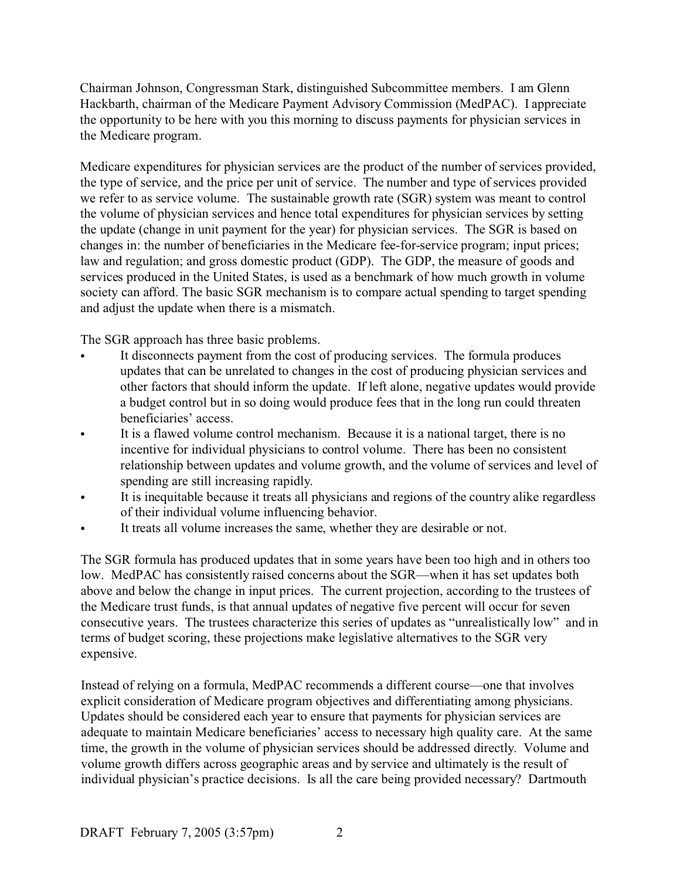Chairman Johnson, Congressman Stark, distinguished Subcommittee members. I am Glenn Hackbarth, chairman of the Medicare Payment Advisory Commission (MedPAC). I appreciate the opportunity to be here with you this morning to discuss payments for physician services in the Medicare program.

Medicare expenditures for physician services are the product of the number of services provided, the type of service, and the price per unit of service. The number and type of services provided we refer to as service volume. The sustainable growth rate (SGR) system was meant to control the volume of physician services and hence total expenditures for physician services by setting the update (change in unit payment for the year) for physician services. The SGR is based on changes in: the number of beneficiaries in the Medicare fee-for-service program; input prices; law and regulation; and gross domestic product (GDP). The GDP, the measure of goods and services produced in the United States, is used as a benchmark of how much growth in volume society can afford. The basic SGR mechanism is to compare actual spending to target spending and adjust the update when there is a mismatch.

The SGR approach has three basic problems.

- It disconnects payment from the cost of producing services. The formula produces updates that can be unrelated to changes in the cost of producing physician services and other factors that should inform the update. If left alone, negative updates would provide a budget control but in so doing would produce fees that in the long run could threaten beneficiaries' access.
- It is a flawed volume control mechanism. Because it is a national target, there is no incentive for individual physicians to control volume. There has been no consistent relationship between updates and volume growth, and the volume of services and level of spending are still increasing rapidly.
- It is inequitable because it treats all physicians and regions of the country alike regardless of their individual volume influencing behavior.
- It treats all volume increases the same, whether they are desirable or not.

The SGR formula has produced updates that in some years have been too high and in others too low. MedPAC has consistently raised concerns about the SGR—when it has set updates both above and below the change in input prices. The current projection, according to the trustees of the Medicare trust funds, is that annual updates of negative five percent will occur for seven consecutive years. The trustees characterize this series of updates as "unrealistically low" and in terms of budget scoring, these projections make legislative alternatives to the SGR very expensive.

Instead of relying on a formula, MedPAC recommends a different course—one that involves explicit consideration of Medicare program objectives and differentiating among physicians. Updates should be considered each year to ensure that payments for physician services are adequate to maintain Medicare beneficiaries' access to necessary high quality care. At the same time, the growth in the volume of physician services should be addressed directly. Volume and volume growth differs across geographic areas and by service and ultimately is the result of individual physician's practice decisions. Is all the care being provided necessary? Dartmouth

DRAFT February 7, 2005 (3:57pm)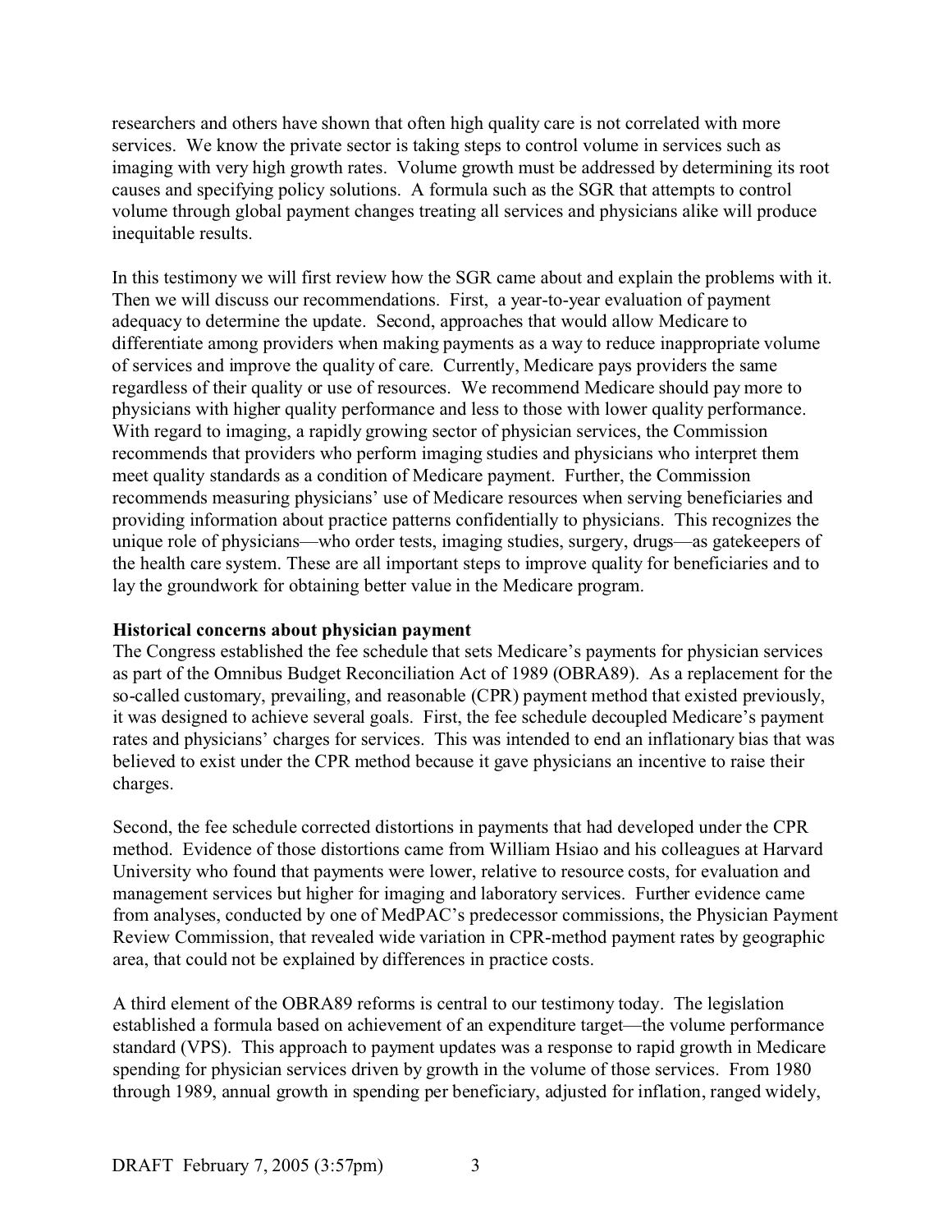researchers and others have shown that often high quality care is not correlated with more services. We know the private sector is taking steps to control volume in services such as imaging with very high growth rates. Volume growth must be addressed by determining its root causes and specifying policy solutions. A formula such as the SGR that attempts to control volume through global payment changes treating all services and physicians alike will produce inequitable results.

In this testimony we will first review how the SGR came about and explain the problems with it. Then we will discuss our recommendations. First, a year-to-year evaluation of payment adequacy to determine the update. Second, approaches that would allow Medicare to differentiate among providers when making payments as a way to reduce inappropriate volume of services and improve the quality of care. Currently, Medicare pays providers the same regardless of their quality or use of resources. We recommend Medicare should pay more to physicians with higher quality performance and less to those with lower quality performance. With regard to imaging, a rapidly growing sector of physician services, the Commission recommends that providers who perform imaging studies and physicians who interpret them meet quality standards as a condition of Medicare payment. Further, the Commission recommends measuring physicians' use of Medicare resources when serving beneficiaries and providing information about practice patterns confidentially to physicians. This recognizes the unique role of physicians—who order tests, imaging studies, surgery, drugs—as gatekeepers of the health care system. These are all important steps to improve quality for beneficiaries and to lay the groundwork for obtaining better value in the Medicare program.

**Historical concerns about physician payment**

The Congress established the fee schedule that sets Medicare's payments for physician services as part of the Omnibus Budget Reconciliation Act of 1989 (OBRA89). As a replacement for the so-called customary, prevailing, and reasonable (CPR) payment method that existed previously, it was designed to achieve several goals. First, the fee schedule decoupled Medicare's payment rates and physicians' charges for services. This was intended to end an inflationary bias that was believed to exist under the CPR method because it gave physicians an incentive to raise their charges.

Second, the fee schedule corrected distortions in payments that had developed under the CPR method. Evidence of those distortions came from William Hsiao and his colleagues at Harvard University who found that payments were lower, relative to resource costs, for evaluation and management services but higher for imaging and laboratory services. Further evidence came from analyses, conducted by one of MedPAC's predecessor commissions, the Physician Payment Review Commission, that revealed wide variation in CPR-method payment rates by geographic area, that could not be explained by differences in practice costs.

A third element of the OBRA89 reforms is central to our testimony today. The legislation established a formula based on achievement of an expenditure target—the volume performance standard (VPS). This approach to payment updates was a response to rapid growth in Medicare spending for physician services driven by growth in the volume of those services. From 1980 through 1989, annual growth in spending per beneficiary, adjusted for inflation, ranged widely,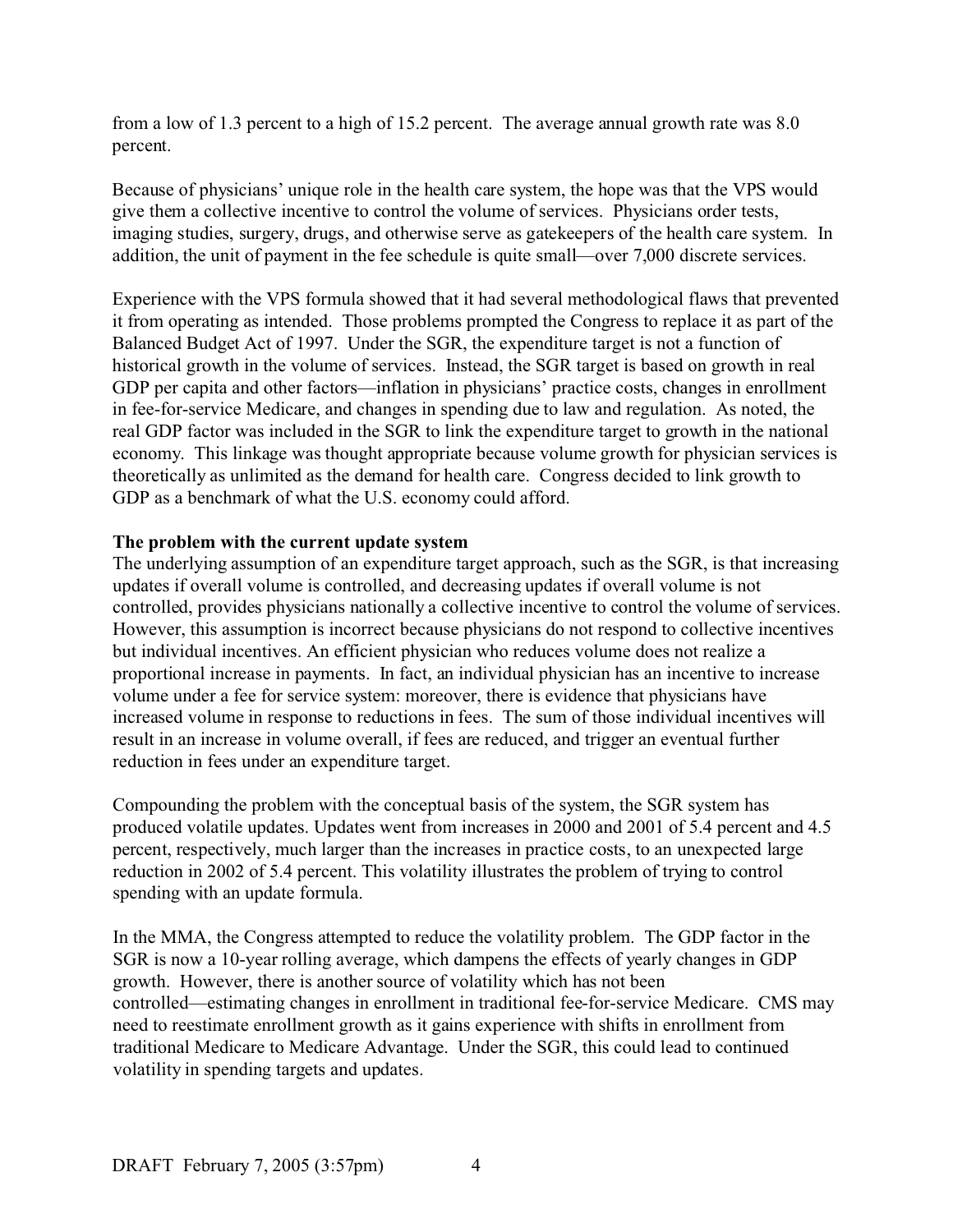from a low of 1.3 percent to a high of 15.2 percent. The average annual growth rate was 8.0 percent.

Because of physicians' unique role in the health care system, the hope was that the VPS would give them a collective incentive to control the volume of services. Physicians order tests, imaging studies, surgery, drugs, and otherwise serve as gatekeepers of the health care system. In addition, the unit of payment in the fee schedule is quite small—over 7,000 discrete services.

Experience with the VPS formula showed that it had several methodological flaws that prevented it from operating as intended. Those problems prompted the Congress to replace it as part of the Balanced Budget Act of 1997. Under the SGR, the expenditure target is not a function of historical growth in the volume of services. Instead, the SGR target is based on growth in real GDP per capita and other factors—inflation in physicians' practice costs, changes in enrollment in fee-for-service Medicare, and changes in spending due to law and regulation. As noted, the real GDP factor was included in the SGR to link the expenditure target to growth in the national economy. This linkage was thought appropriate because volume growth for physician services is theoretically as unlimited as the demand for health care. Congress decided to link growth to GDP as a benchmark of what the U.S. economy could afford.

**The problem with the current update system**

The underlying assumption of an expenditure target approach, such as the SGR, is that increasing updates if overall volume is controlled, and decreasing updates if overall volume is not controlled, provides physicians nationally a collective incentive to control the volume of services. However, this assumption is incorrect because physicians do not respond to collective incentives but individual incentives. An efficient physician who reduces volume does not realize a proportional increase in payments. In fact, an individual physician has an incentive to increase volume under a fee for service system: moreover, there is evidence that physicians have increased volume in response to reductions in fees. The sum of those individual incentives will result in an increase in volume overall, if fees are reduced, and trigger an eventual further reduction in fees under an expenditure target.

Compounding the problem with the conceptual basis of the system, the SGR system has produced volatile updates. Updates went from increases in 2000 and 2001 of 5.4 percent and 4.5 percent, respectively, much larger than the increases in practice costs, to an unexpected large reduction in 2002 of 5.4 percent. This volatility illustrates the problem of trying to control spending with an update formula.

In the MMA, the Congress attempted to reduce the volatility problem. The GDP factor in the SGR is now a 10-year rolling average, which dampens the effects of yearly changes in GDP growth. However, there is another source of volatility which has not been controlled—estimating changes in enrollment in traditional fee-for-service Medicare. CMS may need to reestimate enrollment growth as it gains experience with shifts in enrollment from traditional Medicare to Medicare Advantage. Under the SGR, this could lead to continued volatility in spending targets and updates.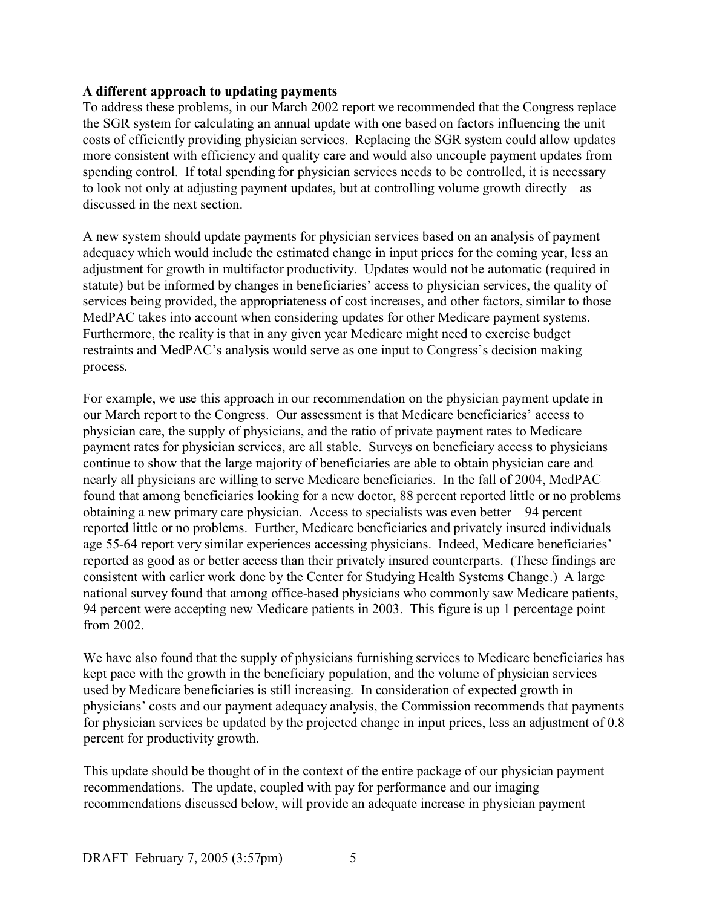**A different approach to updating payments**

To address these problems, in our March 2002 report we recommended that the Congress replace the SGR system for calculating an annual update with one based on factors influencing the unit costs of efficiently providing physician services. Replacing the SGR system could allow updates more consistent with efficiency and quality care and would also uncouple payment updates from spending control. If total spending for physician services needs to be controlled, it is necessary to look not only at adjusting payment updates, but at controlling volume growth directly—as discussed in the next section.

A new system should update payments for physician services based on an analysis of payment adequacy which would include the estimated change in input prices for the coming year, less an adjustment for growth in multifactor productivity. Updates would not be automatic (required in statute) but be informed by changes in beneficiaries' access to physician services, the quality of services being provided, the appropriateness of cost increases, and other factors, similar to those MedPAC takes into account when considering updates for other Medicare payment systems. Furthermore, the reality is that in any given year Medicare might need to exercise budget restraints and MedPAC's analysis would serve as one input to Congress's decision making process.

For example, we use this approach in our recommendation on the physician payment update in our March report to the Congress. Our assessment is that Medicare beneficiaries' access to physician care, the supply of physicians, and the ratio of private payment rates to Medicare payment rates for physician services, are all stable. Surveys on beneficiary access to physicians continue to show that the large majority of beneficiaries are able to obtain physician care and nearly all physicians are willing to serve Medicare beneficiaries. In the fall of 2004, MedPAC found that among beneficiaries looking for a new doctor, 88 percent reported little or no problems obtaining a new primary care physician. Access to specialists was even better—94 percent reported little or no problems. Further, Medicare beneficiaries and privately insured individuals age 55-64 report very similar experiences accessing physicians. Indeed, Medicare beneficiaries' reported as good as or better access than their privately insured counterparts. (These findings are consistent with earlier work done by the Center for Studying Health Systems Change.) A large national survey found that among office-based physicians who commonly saw Medicare patients, 94 percent were accepting new Medicare patients in 2003. This figure is up 1 percentage point from 2002.

We have also found that the supply of physicians furnishing services to Medicare beneficiaries has kept pace with the growth in the beneficiary population, and the volume of physician services used by Medicare beneficiaries is still increasing. In consideration of expected growth in physicians' costs and our payment adequacy analysis, the Commission recommends that payments for physician services be updated by the projected change in input prices, less an adjustment of 0.8 percent for productivity growth.

This update should be thought of in the context of the entire package of our physician payment recommendations. The update, coupled with pay for performance and our imaging recommendations discussed below, will provide an adequate increase in physician payment

DRAFT February 7, 2005 (3:57pm)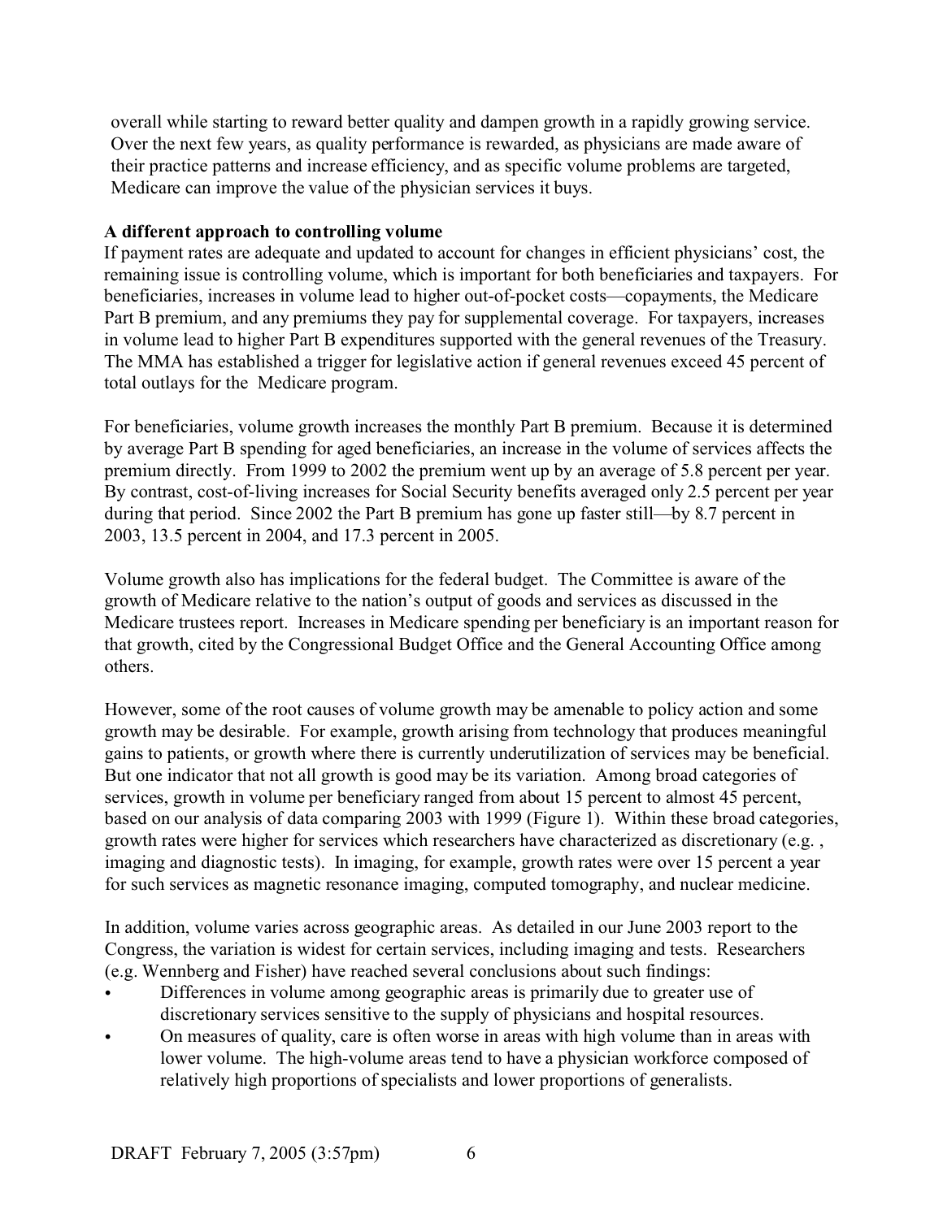overall while starting to reward better quality and dampen growth in a rapidly growing service. Over the next few years, as quality performance is rewarded, as physicians are made aware of their practice patterns and increase efficiency, and as specific volume problems are targeted, Medicare can improve the value of the physician services it buys.

**A different approach to controlling volume**

If payment rates are adequate and updated to account for changes in efficient physicians' cost, the remaining issue is controlling volume, which is important for both beneficiaries and taxpayers. For beneficiaries, increases in volume lead to higher out-of-pocket costs—copayments, the Medicare Part B premium, and any premiums they pay for supplemental coverage. For taxpayers, increases in volume lead to higher Part B expenditures supported with the general revenues of the Treasury. The MMA has established a trigger for legislative action if general revenues exceed 45 percent of total outlays for the Medicare program.

For beneficiaries, volume growth increases the monthly Part B premium. Because it is determined by average Part B spending for aged beneficiaries, an increase in the volume of services affects the premium directly. From 1999 to 2002 the premium went up by an average of 5.8 percent per year. By contrast, cost-of-living increases for Social Security benefits averaged only 2.5 percent per year during that period. Since 2002 the Part B premium has gone up faster still—by 8.7 percent in 2003, 13.5 percent in 2004, and 17.3 percent in 2005.

Volume growth also has implications for the federal budget. The Committee is aware of the growth of Medicare relative to the nation's output of goods and services as discussed in the Medicare trustees report. Increases in Medicare spending per beneficiary is an important reason for that growth, cited by the Congressional Budget Office and the General Accounting Office among others.

However, some of the root causes of volume growth may be amenable to policy action and some growth may be desirable. For example, growth arising from technology that produces meaningful gains to patients, or growth where there is currently underutilization of services may be beneficial. But one indicator that not all growth is good may be its variation. Among broad categories of services, growth in volume per beneficiary ranged from about 15 percent to almost 45 percent, based on our analysis of data comparing 2003 with 1999 (Figure 1). Within these broad categories, growth rates were higher for services which researchers have characterized as discretionary (e.g. , imaging and diagnostic tests). In imaging, for example, growth rates were over 15 percent a year for such services as magnetic resonance imaging, computed tomography, and nuclear medicine.

In addition, volume varies across geographic areas. As detailed in our June 2003 report to the Congress, the variation is widest for certain services, including imaging and tests. Researchers (e.g. Wennberg and Fisher) have reached several conclusions about such findings:

- Differences in volume among geographic areas is primarily due to greater use of discretionary services sensitive to the supply of physicians and hospital resources.
- On measures of quality, care is often worse in areas with high volume than in areas with lower volume. The high-volume areas tend to have a physician workforce composed of relatively high proportions of specialists and lower proportions of generalists.

DRAFT February 7, 2005 (3:57pm)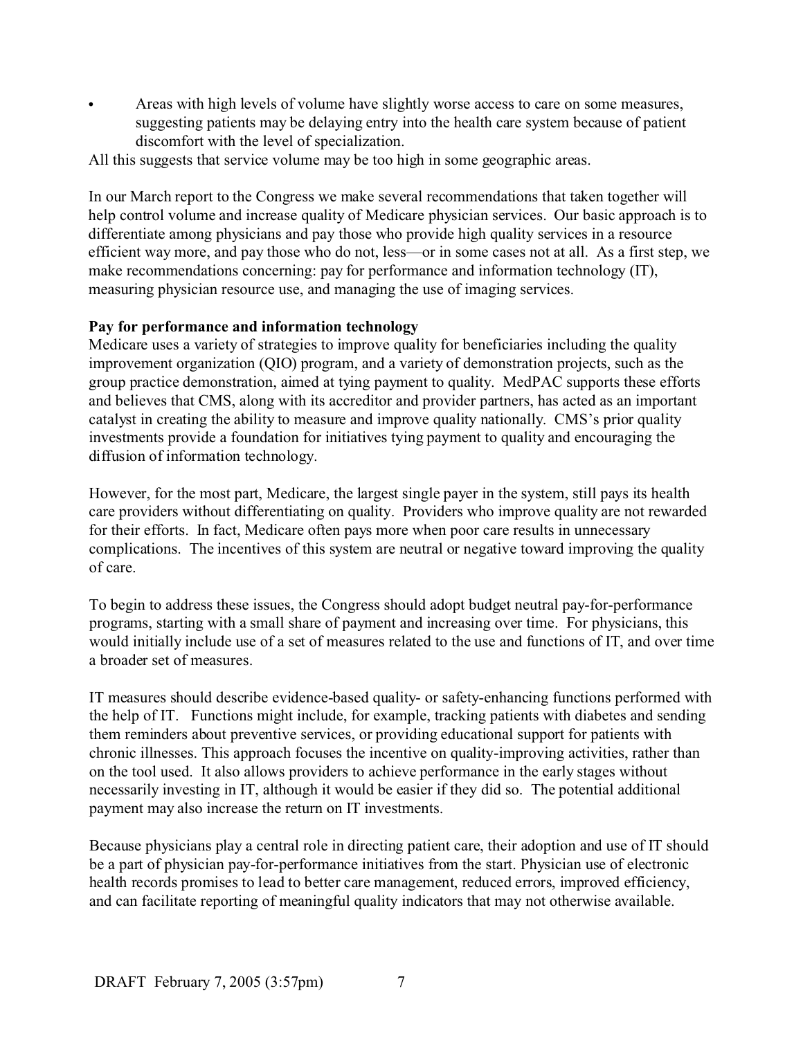- Areas with high levels of volume have slightly worse access to care on some measures, suggesting patients may be delaying entry into the health care system because of patient discomfort with the level of specialization.

All this suggests that service volume may be too high in some geographic areas.

In our March report to the Congress we make several recommendations that taken together will help control volume and increase quality of Medicare physician services. Our basic approach is to differentiate among physicians and pay those who provide high quality services in a resource efficient way more, and pay those who do not, less—or in some cases not at all. As a first step, we make recommendations concerning: pay for performance and information technology (IT), measuring physician resource use, and managing the use of imaging services.

**Pay for performance and information technology**

Medicare uses a variety of strategies to improve quality for beneficiaries including the quality improvement organization (QIO) program, and a variety of demonstration projects, such as the group practice demonstration, aimed at tying payment to quality. MedPAC supports these efforts and believes that CMS, along with its accreditor and provider partners, has acted as an important catalyst in creating the ability to measure and improve quality nationally. CMS's prior quality investments provide a foundation for initiatives tying payment to quality and encouraging the diffusion of information technology.

However, for the most part, Medicare, the largest single payer in the system, still pays its health care providers without differentiating on quality. Providers who improve quality are not rewarded for their efforts. In fact, Medicare often pays more when poor care results in unnecessary complications. The incentives of this system are neutral or negative toward improving the quality of care.

To begin to address these issues, the Congress should adopt budget neutral pay-for-performance programs, starting with a small share of payment and increasing over time. For physicians, this would initially include use of a set of measures related to the use and functions of IT, and over time a broader set of measures.

IT measures should describe evidence-based quality- or safety-enhancing functions performed with the help of IT. Functions might include, for example, tracking patients with diabetes and sending them reminders about preventive services, or providing educational support for patients with chronic illnesses. This approach focuses the incentive on quality-improving activities, rather than on the tool used. It also allows providers to achieve performance in the early stages without necessarily investing in IT, although it would be easier if they did so. The potential additional payment may also increase the return on IT investments.

Because physicians play a central role in directing patient care, their adoption and use of IT should be a part of physician pay-for-performance initiatives from the start. Physician use of electronic health records promises to lead to better care management, reduced errors, improved efficiency, and can facilitate reporting of meaningful quality indicators that may not otherwise available.

DRAFT February 7, 2005 (3:57pm)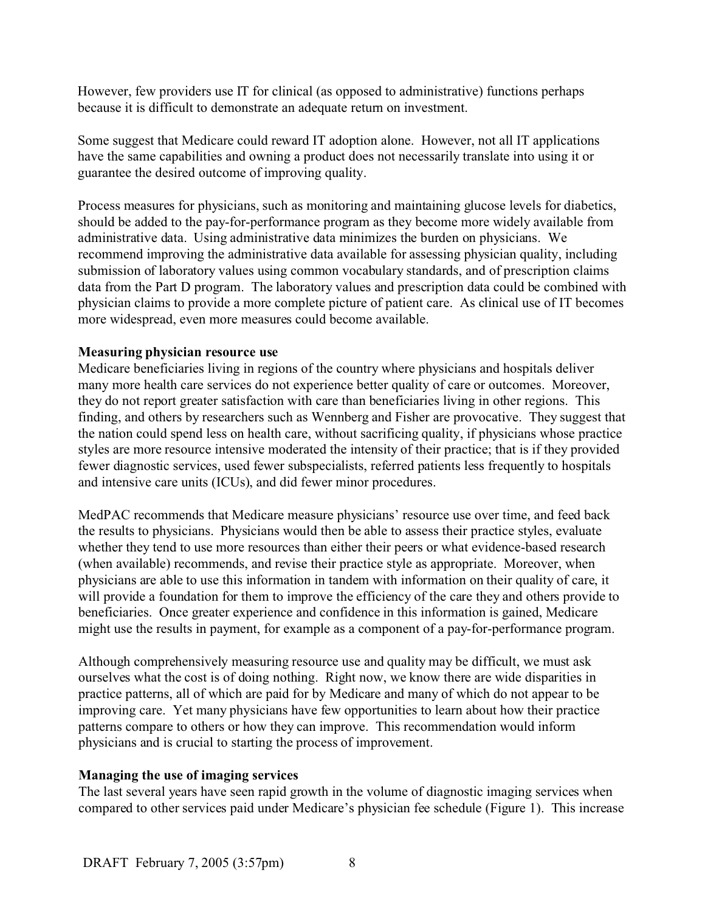However, few providers use IT for clinical (as opposed to administrative) functions perhaps because it is difficult to demonstrate an adequate return on investment.

Some suggest that Medicare could reward IT adoption alone. However, not all IT applications have the same capabilities and owning a product does not necessarily translate into using it or guarantee the desired outcome of improving quality.

Process measures for physicians, such as monitoring and maintaining glucose levels for diabetics, should be added to the pay-for-performance program as they become more widely available from administrative data. Using administrative data minimizes the burden on physicians. We recommend improving the administrative data available for assessing physician quality, including submission of laboratory values using common vocabulary standards, and of prescription claims data from the Part D program. The laboratory values and prescription data could be combined with physician claims to provide a more complete picture of patient care. As clinical use of IT becomes more widespread, even more measures could become available.

**Measuring physician resource use**

Medicare beneficiaries living in regions of the country where physicians and hospitals deliver many more health care services do not experience better quality of care or outcomes. Moreover, they do not report greater satisfaction with care than beneficiaries living in other regions. This finding, and others by researchers such as Wennberg and Fisher are provocative. They suggest that the nation could spend less on health care, without sacrificing quality, if physicians whose practice styles are more resource intensive moderated the intensity of their practice; that is if they provided fewer diagnostic services, used fewer subspecialists, referred patients less frequently to hospitals and intensive care units (ICUs), and did fewer minor procedures.

MedPAC recommends that Medicare measure physicians' resource use over time, and feed back the results to physicians. Physicians would then be able to assess their practice styles, evaluate whether they tend to use more resources than either their peers or what evidence-based research (when available) recommends, and revise their practice style as appropriate. Moreover, when physicians are able to use this information in tandem with information on their quality of care, it will provide a foundation for them to improve the efficiency of the care they and others provide to beneficiaries. Once greater experience and confidence in this information is gained, Medicare might use the results in payment, for example as a component of a pay-for-performance program.

Although comprehensively measuring resource use and quality may be difficult, we must ask ourselves what the cost is of doing nothing. Right now, we know there are wide disparities in practice patterns, all of which are paid for by Medicare and many of which do not appear to be improving care. Yet many physicians have few opportunities to learn about how their practice patterns compare to others or how they can improve. This recommendation would inform physicians and is crucial to starting the process of improvement.

**Managing the use of imaging services**

The last several years have seen rapid growth in the volume of diagnostic imaging services when compared to other services paid under Medicare's physician fee schedule (Figure 1). This increase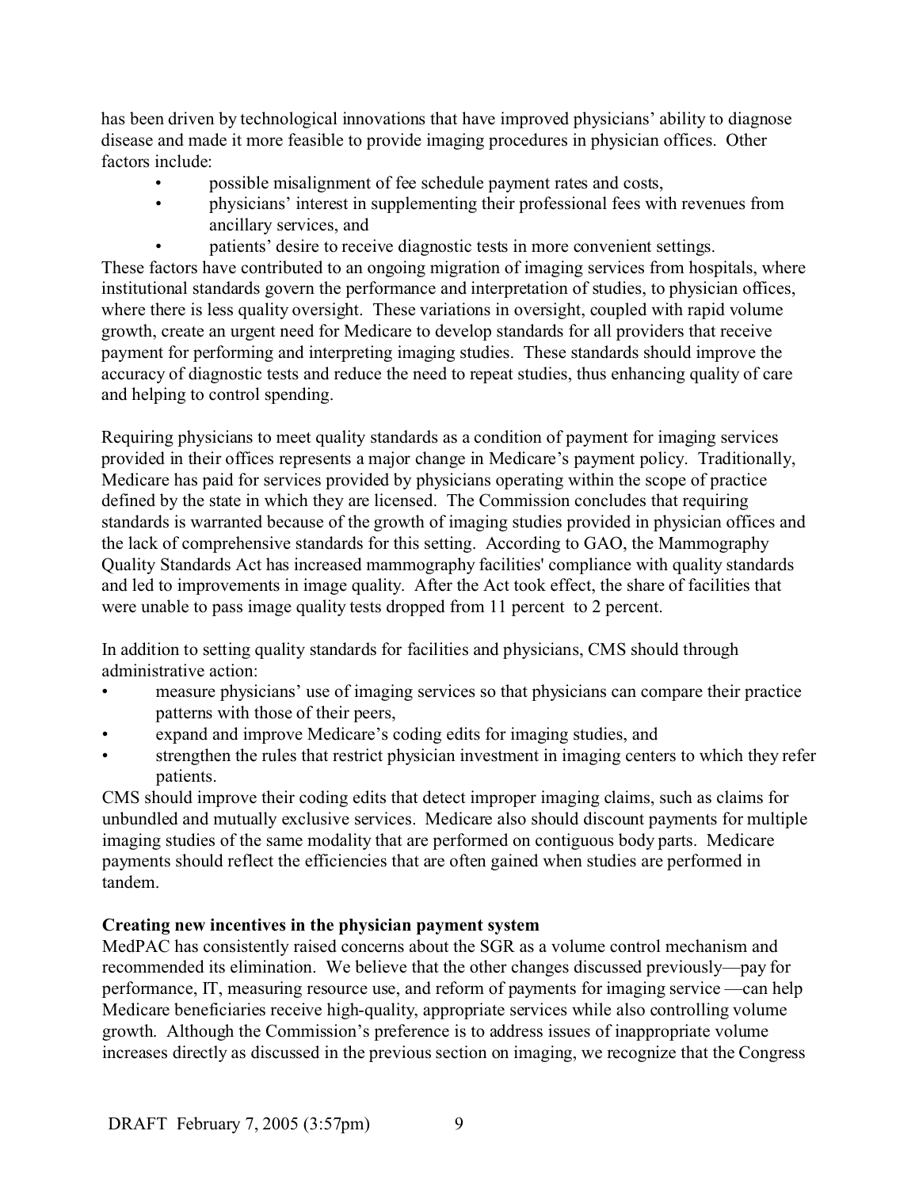has been driven by technological innovations that have improved physicians' ability to diagnose disease and made it more feasible to provide imaging procedures in physician offices. Other factors include:

- possible misalignment of fee schedule payment rates and costs,
- physicians' interest in supplementing their professional fees with revenues from ancillary services, and
- patients' desire to receive diagnostic tests in more convenient settings.

These factors have contributed to an ongoing migration of imaging services from hospitals, where institutional standards govern the performance and interpretation of studies, to physician offices, where there is less quality oversight. These variations in oversight, coupled with rapid volume growth, create an urgent need for Medicare to develop standards for all providers that receive payment for performing and interpreting imaging studies. These standards should improve the accuracy of diagnostic tests and reduce the need to repeat studies, thus enhancing quality of care and helping to control spending.

Requiring physicians to meet quality standards as a condition of payment for imaging services provided in their offices represents a major change in Medicare's payment policy. Traditionally, Medicare has paid for services provided by physicians operating within the scope of practice defined by the state in which they are licensed. The Commission concludes that requiring standards is warranted because of the growth of imaging studies provided in physician offices and the lack of comprehensive standards for this setting. According to GAO, the Mammography Quality Standards Act has increased mammography facilities' compliance with quality standards and led to improvements in image quality. After the Act took effect, the share of facilities that were unable to pass image quality tests dropped from 11 percent to 2 percent.

In addition to setting quality standards for facilities and physicians, CMS should through administrative action:

- measure physicians' use of imaging services so that physicians can compare their practice patterns with those of their peers,
- expand and improve Medicare's coding edits for imaging studies, and
- strengthen the rules that restrict physician investment in imaging centers to which they refer patients.

CMS should improve their coding edits that detect improper imaging claims, such as claims for unbundled and mutually exclusive services. Medicare also should discount payments for multiple imaging studies of the same modality that are performed on contiguous body parts. Medicare payments should reflect the efficiencies that are often gained when studies are performed in tandem.

**Creating new incentives in the physician payment system**

MedPAC has consistently raised concerns about the SGR as a volume control mechanism and recommended its elimination. We believe that the other changes discussed previously—pay for performance, IT, measuring resource use, and reform of payments for imaging service —can help Medicare beneficiaries receive high-quality, appropriate services while also controlling volume growth. Although the Commission's preference is to address issues of inappropriate volume increases directly as discussed in the previous section on imaging, we recognize that the Congress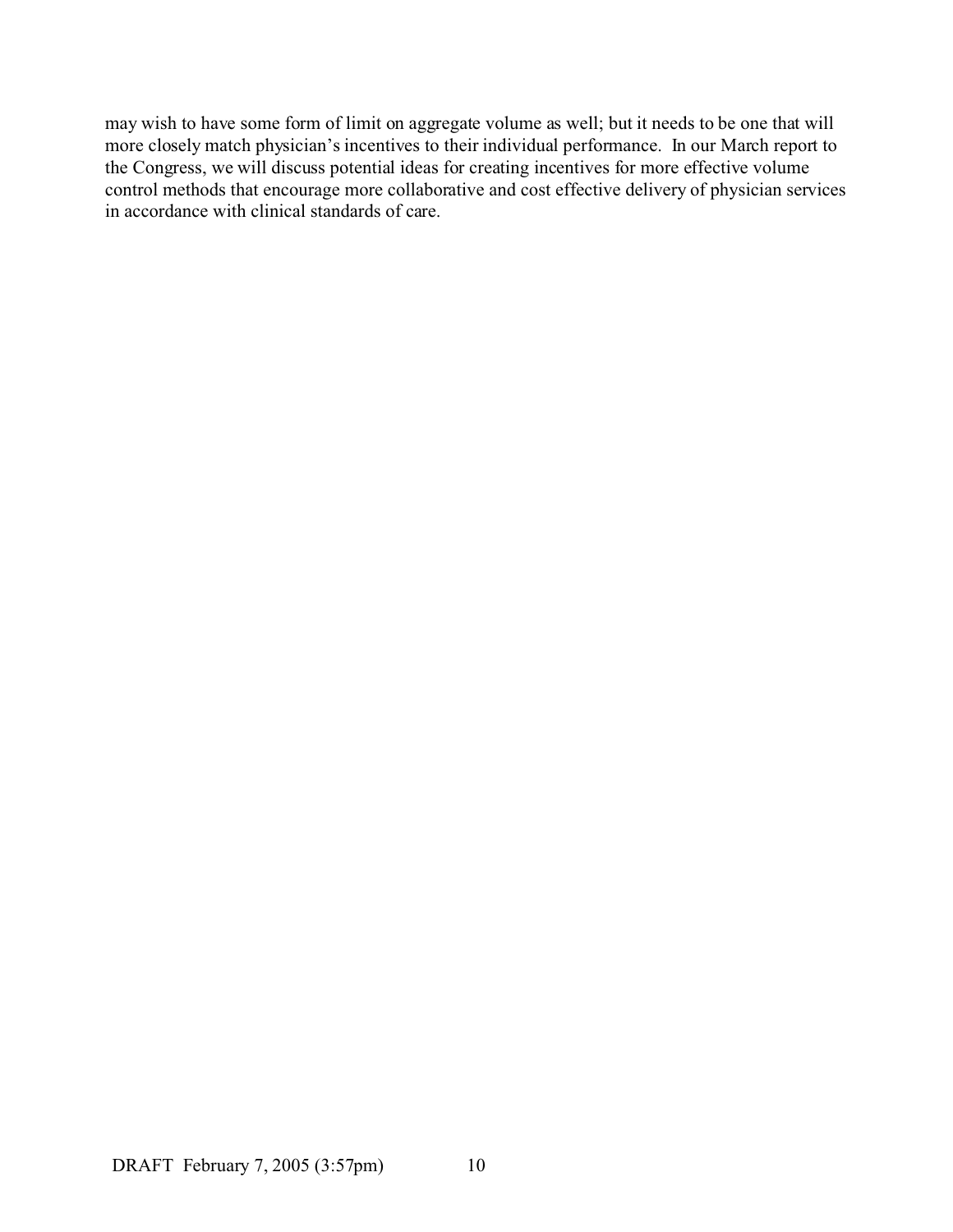may wish to have some form of limit on aggregate volume as well; but it needs to be one that will more closely match physician's incentives to their individual performance. In our March report to the Congress, we will discuss potential ideas for creating incentives for more effective volume control methods that encourage more collaborative and cost effective delivery of physician services in accordance with clinical standards of care.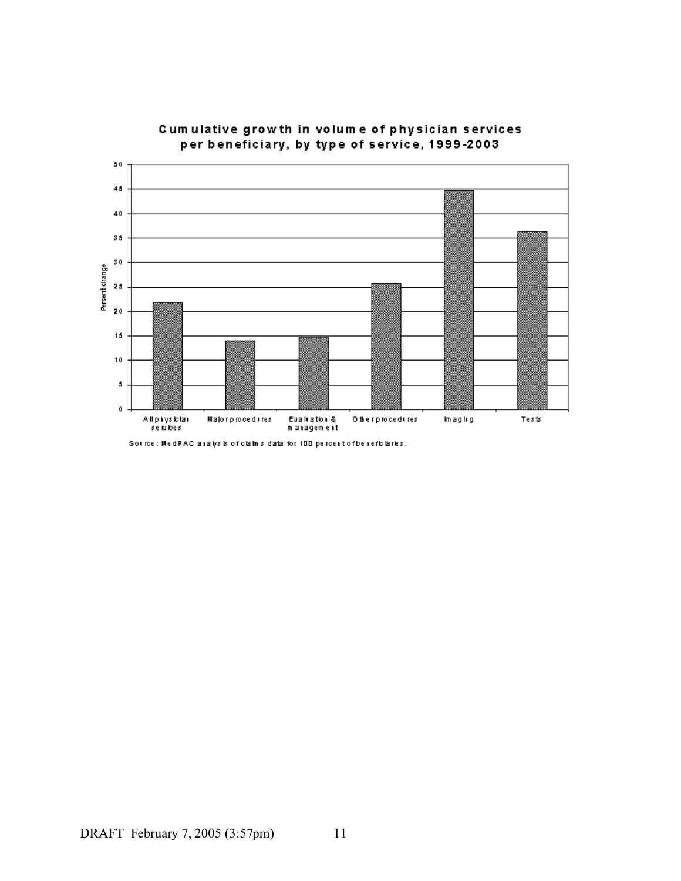Cumulative growth in volume of physician services per beneficiary, by type of service, 1999-2003

Percent change

50
45
40
35
30
25
20
15
10
5
0

All physician services
Major procedures
Evaluation & management
Other procedures
Imaging
Tests

Source: MedPAC analysis of claims data for 100 percent of beneficiaries.